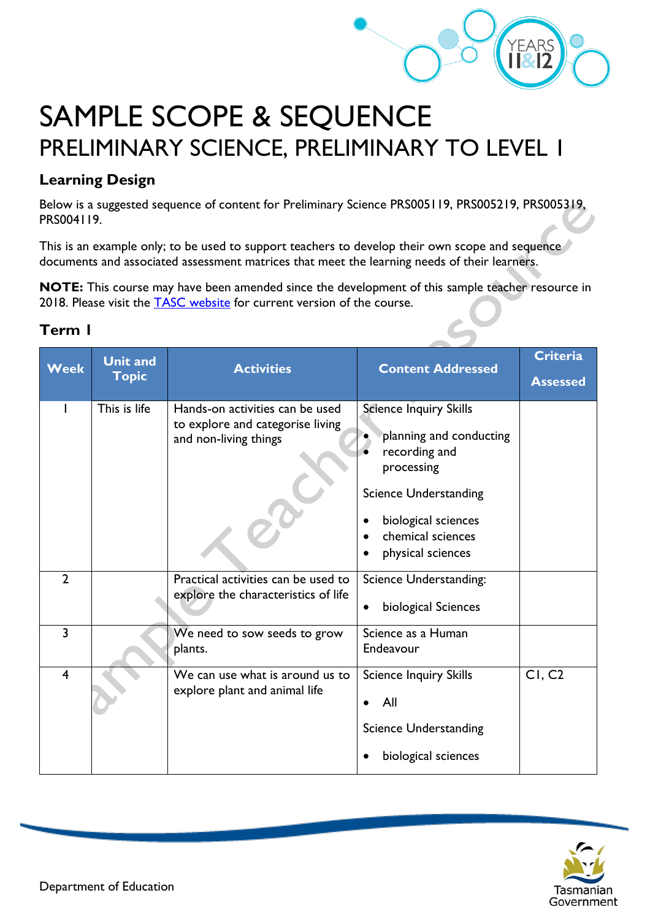# SAMPLE SCOPE & SEQUENCE

## PRELIMINARY SCIENCE, PRELIMINARY TO LEVEL 1

### Learning Design

Below is a suggested sequence of content for Preliminary Science PRS005119, PRS005219, PRS005319, PRS004119.

This is an example only; to be used to support teachers to develop their own scope and sequence documents and associated assessment matrices that meet the learning needs of their learners.

**NOTE:** This course may have been amended since the development of this sample teacher resource in 2018. Please visit the TASC website for current version of the course.

### Term 1

| Week | Unit and Topic | Activities | Content Addressed | Criteria Assessed |
|---|---|---|---|---|
| 1 | This is life | Hands-on activities can be used to explore and categorise living and non-living things | Science Inquiry Skills<br>• planning and conducting<br>• recording and processing<br>Science Understanding<br>• biological sciences<br>• chemical sciences<br>• physical sciences | |
| 2 | | Practical activities can be used to explore the characteristics of life | Science Understanding:<br>• biological Sciences | |
| 3 | | We need to sow seeds to grow plants. | Science as a Human Endeavour | |
| 4 | | We can use what is around us to explore plant and animal life | Science Inquiry Skills<br>• All<br>Science Understanding<br>• biological sciences | C1, C2 |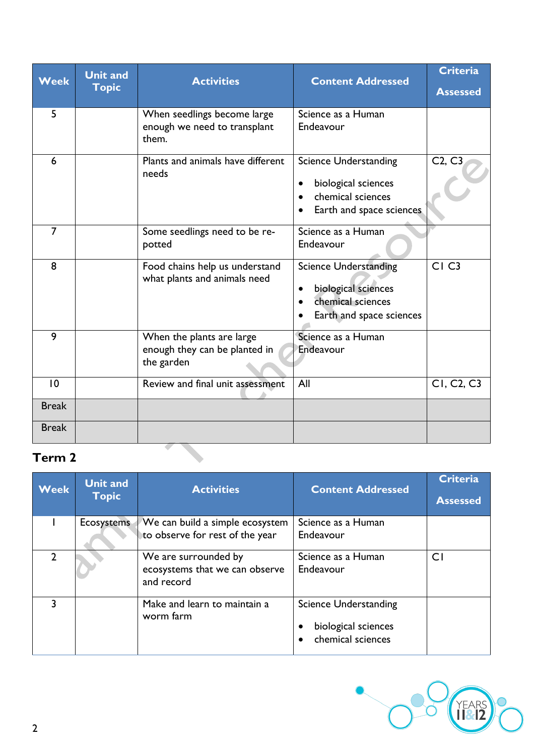| Week | Unit and Topic | Activities | Content Addressed | Criteria Assessed |
| --- | --- | --- | --- | --- |
| 5 | | When seedlings become large enough we need to transplant them. | Science as a Human Endeavour | |
| 6 | | Plants and animals have different needs | Science Understanding<br>• biological sciences<br>• chemical sciences<br>• Earth and space sciences | C2, C3 |
| 7 | | Some seedlings need to be re-potted | Science as a Human Endeavour | |
| 8 | | Food chains help us understand what plants and animals need | Science Understanding<br>• biological sciences<br>• chemical sciences<br>• Earth and space sciences | C1 C3 |
| 9 | | When the plants are large enough they can be planted in the garden | Science as a Human Endeavour | |
| 10 | | Review and final unit assessment | All | C1, C2, C3 |
| Break | | | | |
| Break | | | | |

## Term 2

| Week | Unit and Topic | Activities | Content Addressed | Criteria Assessed |
| --- | --- | --- | --- | --- |
| 1 | Ecosystems | We can build a simple ecosystem to observe for rest of the year | Science as a Human Endeavour | |
| 2 | | We are surrounded by ecosystems that we can observe and record | Science as a Human Endeavour | C1 |
| 3 | | Make and learn to maintain a worm farm | Science Understanding<br>• biological sciences<br>• chemical sciences | |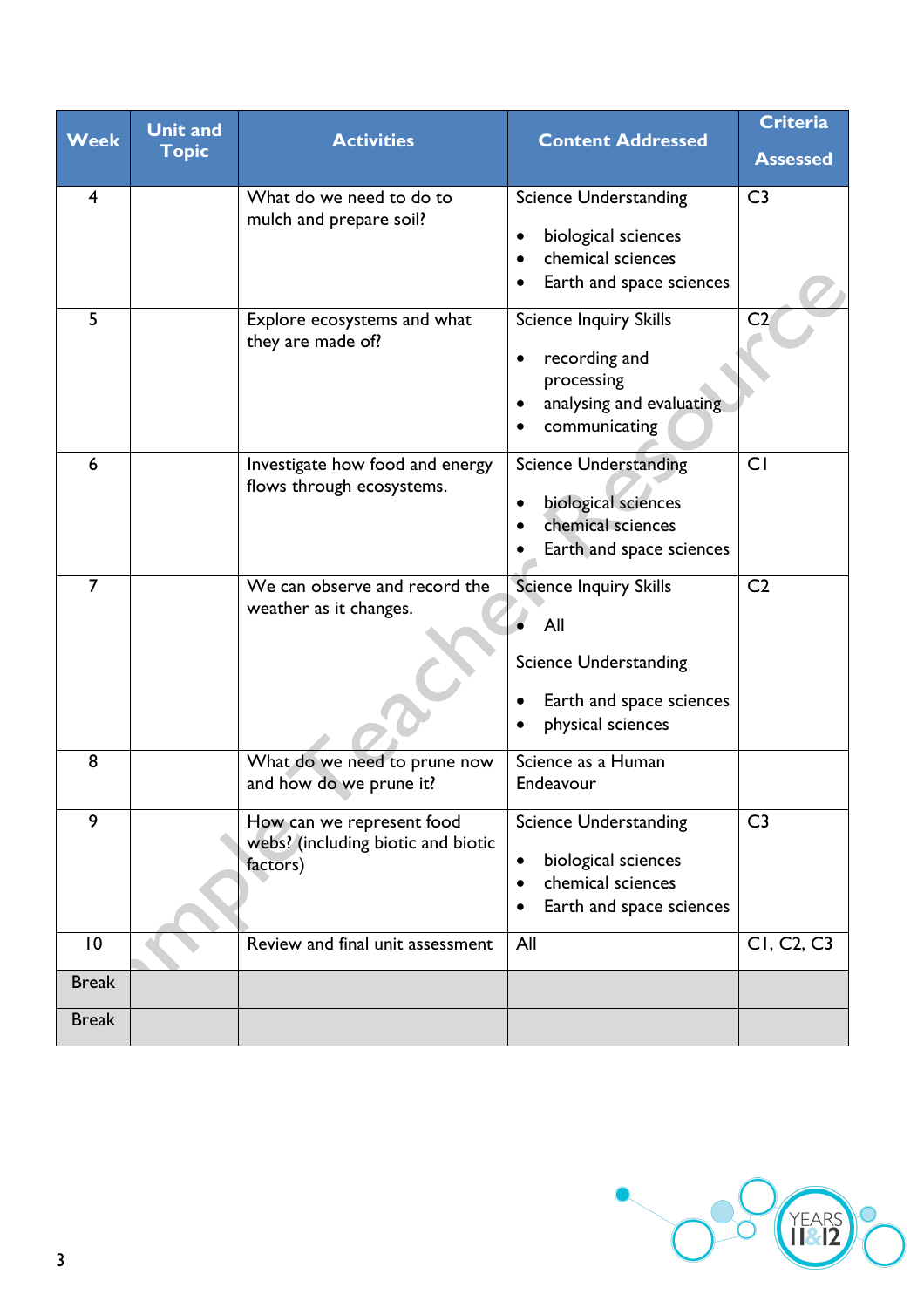| Week | Unit and Topic | Activities | Content Addressed | Criteria Assessed |
|---|---|---|---|---|
| 4 | | What do we need to do to mulch and prepare soil? | Science Understanding<br>• biological sciences<br>• chemical sciences<br>• Earth and space sciences | C3 |
| 5 | | Explore ecosystems and what they are made of? | Science Inquiry Skills<br>• recording and processing<br>• analysing and evaluating<br>• communicating | C2 |
| 6 | | Investigate how food and energy flows through ecosystems. | Science Understanding<br>• biological sciences<br>• chemical sciences<br>• Earth and space sciences | C1 |
| 7 | | We can observe and record the weather as it changes. | Science Inquiry Skills<br>• All<br><br>Science Understanding<br>• Earth and space sciences<br>• physical sciences | C2 |
| 8 | | What do we need to prune now and how do we prune it? | Science as a Human Endeavour | |
| 9 | | How can we represent food webs? (including biotic and biotic factors) | Science Understanding<br>• biological sciences<br>• chemical sciences<br>• Earth and space sciences | C3 |
| 10 | | Review and final unit assessment | All | C1, C2, C3 |
| Break | | | | |
| Break | | | | |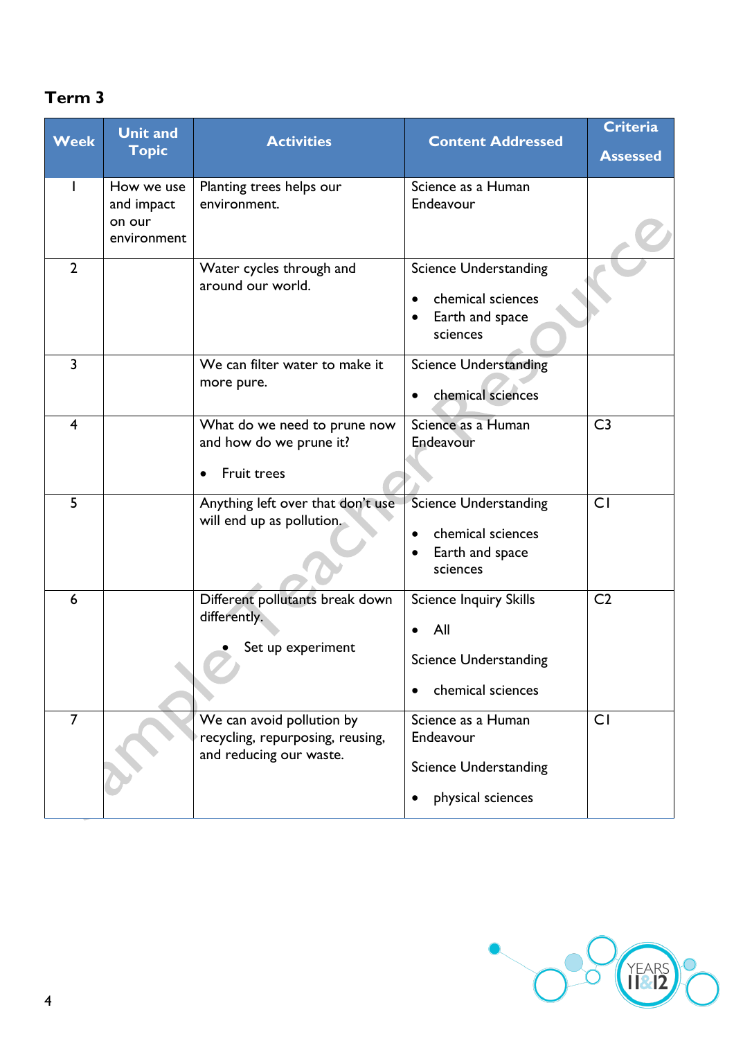## Term 3

| Week | Unit and Topic | Activities | Content Addressed | Criteria Assessed |
|---|---|---|---|---|
| 1 | How we use and impact on our environment | Planting trees helps our environment. | Science as a Human Endeavour | |
| 2 | | Water cycles through and around our world. | Science Understanding<br>• chemical sciences<br>• Earth and space sciences | |
| 3 | | We can filter water to make it more pure. | Science Understanding<br>• chemical sciences | |
| 4 | | What do we need to prune now and how do we prune it?<br>• Fruit trees | Science as a Human Endeavour | C3 |
| 5 | | Anything left over that don't use will end up as pollution. | Science Understanding<br>• chemical sciences<br>• Earth and space sciences | C1 |
| 6 | | Different pollutants break down differently.<br>• Set up experiment | Science Inquiry Skills<br>• All<br>Science Understanding<br>• chemical sciences | C2 |
| 7 | | We can avoid pollution by recycling, repurposing, reusing, and reducing our waste. | Science as a Human Endeavour<br>Science Understanding<br>• physical sciences | C1 |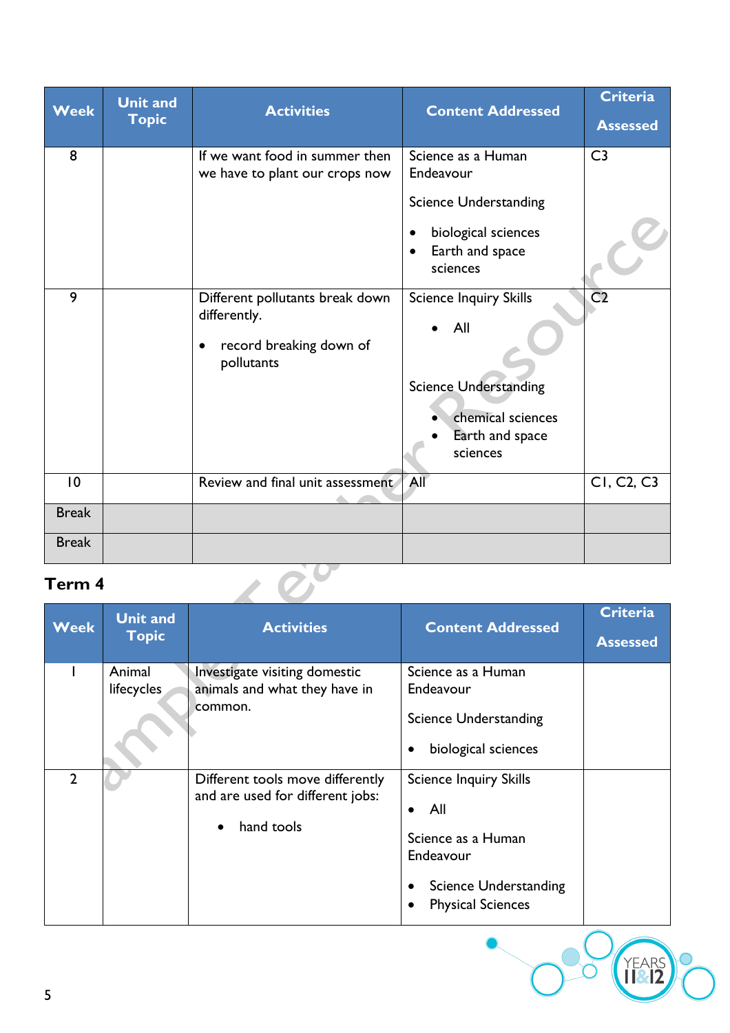| Week | Unit and Topic | Activities | Content Addressed | Criteria Assessed |
|---|---|---|---|---|
| 8 | | If we want food in summer then we have to plant our crops now | Science as a Human Endeavour<br><br>Science Understanding<br>• biological sciences<br>• Earth and space sciences | C3 |
| 9 | | Different pollutants break down differently.<br>• record breaking down of pollutants | Science Inquiry Skills<br>• All<br><br>Science Understanding<br>• chemical sciences<br>• Earth and space sciences | C2 |
| 10 | | Review and final unit assessment | All | C1, C2, C3 |
| Break | | | | |
| Break | | | | |

## Term 4

| Week | Unit and Topic | Activities | Content Addressed | Criteria Assessed |
|---|---|---|---|---|
| 1 | Animal lifecycles | Investigate visiting domestic animals and what they have in common. | Science as a Human Endeavour<br><br>Science Understanding<br>• biological sciences | |
| 2 | | Different tools move differently and are used for different jobs:<br>• hand tools | Science Inquiry Skills<br>• All<br><br>Science as a Human Endeavour<br>• Science Understanding<br>• Physical Sciences | |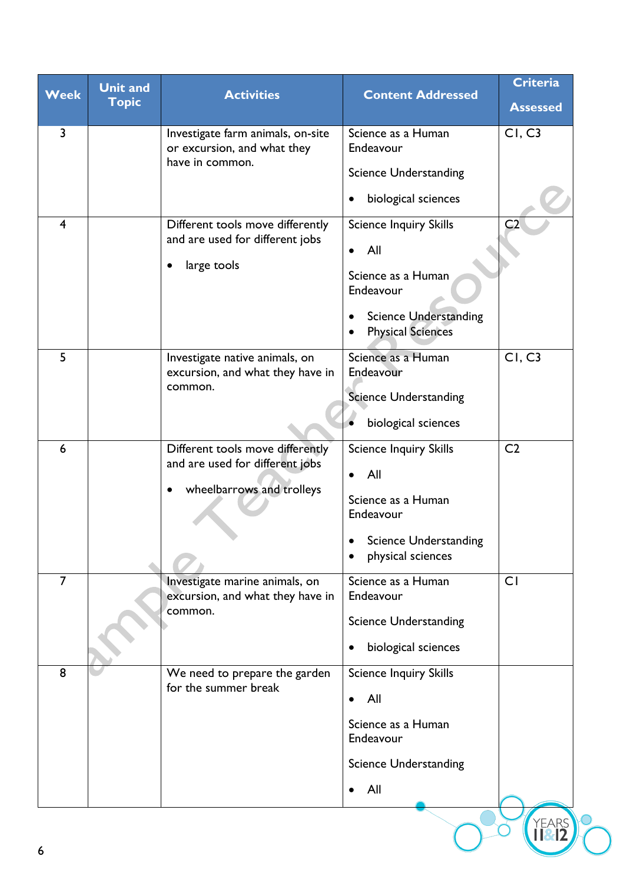| Week | Unit and Topic | Activities | Content Addressed | Criteria Assessed |
|---|---|---|---|---|
| 3 | | Investigate farm animals, on-site or excursion, and what they have in common. | Science as a Human Endeavour<br><br>Science Understanding<br><br>• biological sciences | C1, C3 |
| 4 | | Different tools move differently and are used for different jobs<br><br>• large tools | Science Inquiry Skills<br><br>• All<br><br>Science as a Human Endeavour<br><br>• Science Understanding<br>• Physical Sciences | C2 |
| 5 | | Investigate native animals, on excursion, and what they have in common. | Science as a Human Endeavour<br><br>Science Understanding<br><br>• biological sciences | C1, C3 |
| 6 | | Different tools move differently and are used for different jobs<br><br>• wheelbarrows and trolleys | Science Inquiry Skills<br><br>• All<br><br>Science as a Human Endeavour<br><br>• Science Understanding<br>• physical sciences | C2 |
| 7 | | Investigate marine animals, on excursion, and what they have in common. | Science as a Human Endeavour<br><br>Science Understanding<br><br>• biological sciences | C1 |
| 8 | | We need to prepare the garden for the summer break | Science Inquiry Skills<br><br>• All<br><br>Science as a Human Endeavour<br><br>Science Understanding<br><br>• All | |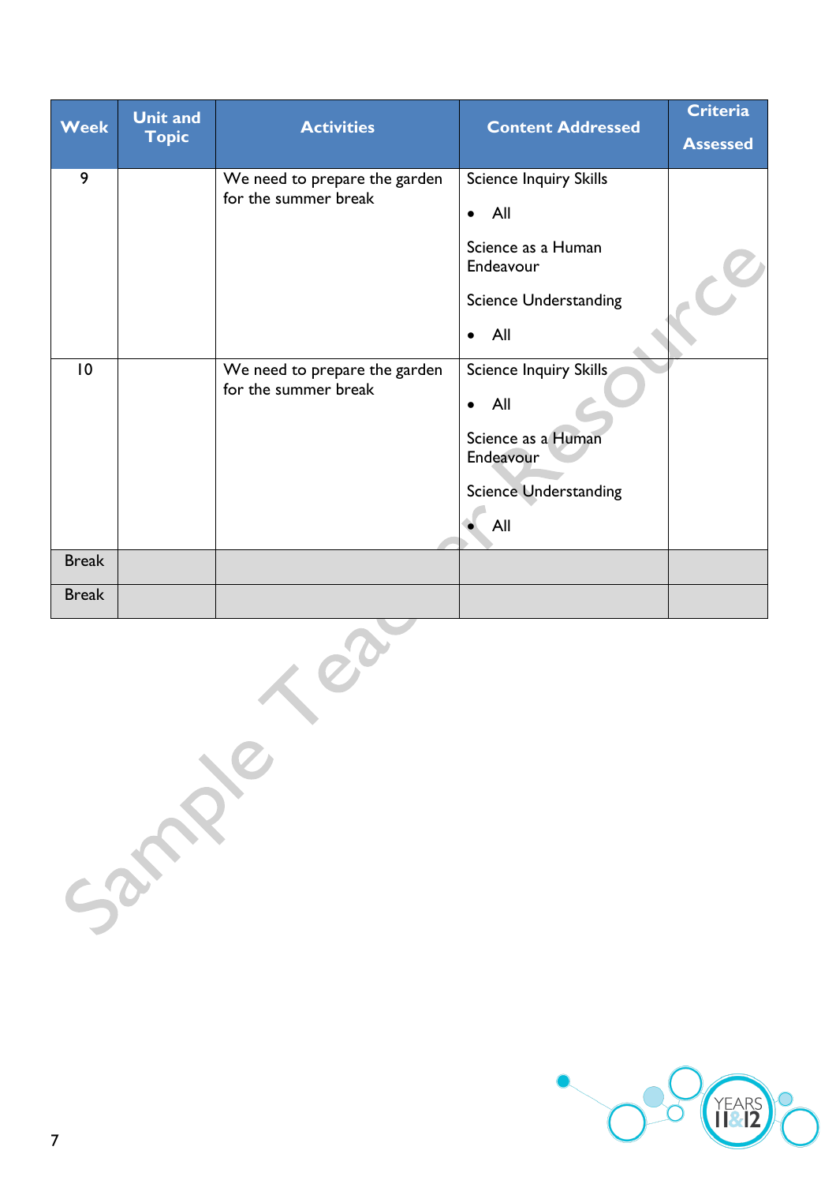| Week | Unit and Topic | Activities | Content Addressed | Criteria Assessed |
|---|---|---|---|---|
| 9 | | We need to prepare the garden for the summer break | Science Inquiry Skills<br>• All<br>Science as a Human Endeavour<br>Science Understanding<br>• All | |
| 10 | | We need to prepare the garden for the summer break | Science Inquiry Skills<br>• All<br>Science as a Human Endeavour<br>Science Understanding<br>• All | |
| Break | | | | |
| Break | | | | |